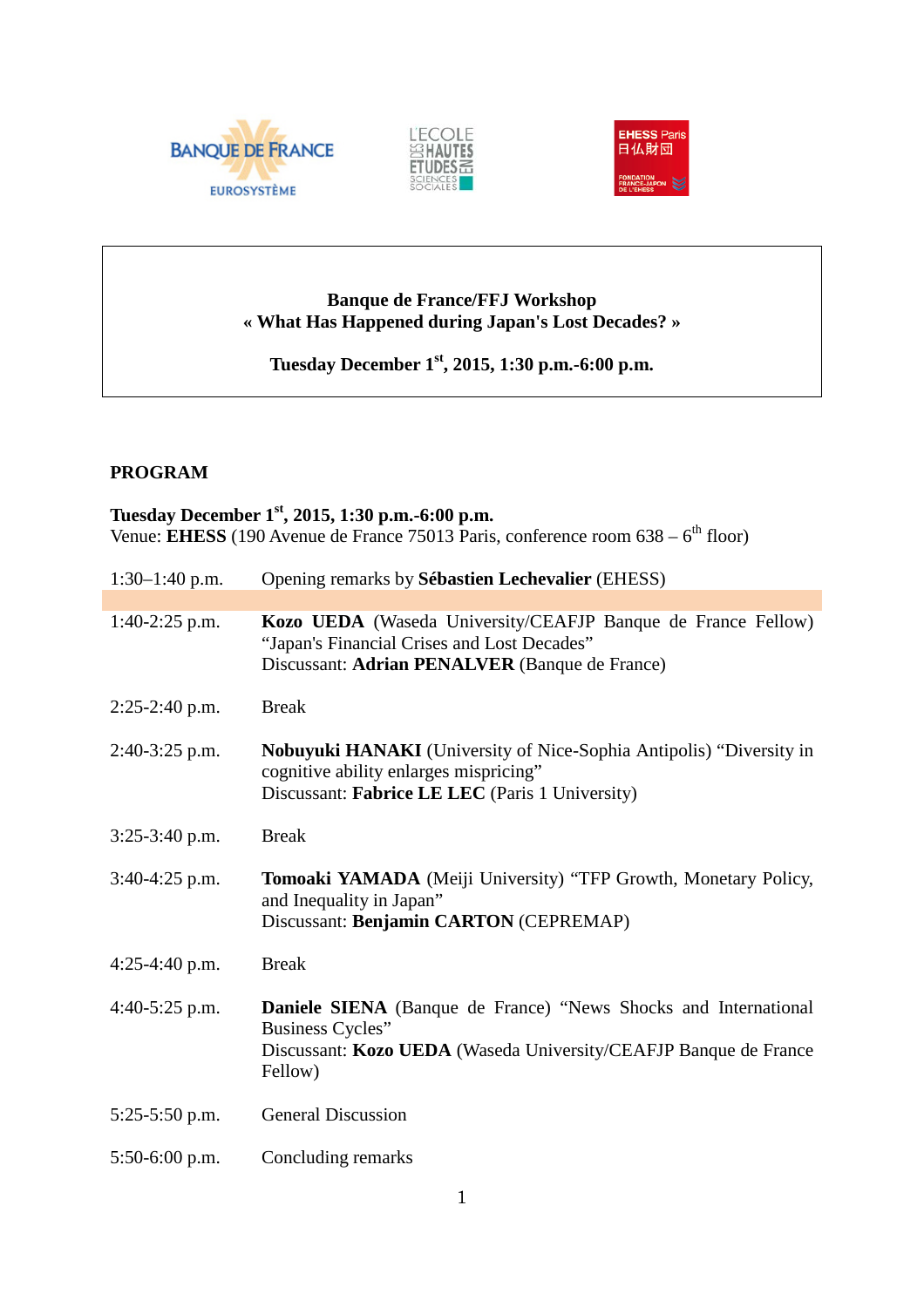**Banque de France/FFJ Workshop**
**« What Has Happened during Japan's Lost Decades? »**

**Tuesday December 1st, 2015, 1:30 p.m.-6:00 p.m.**

## PROGRAM

**Tuesday December 1st, 2015, 1:30 p.m.-6:00 p.m.**
Venue: **EHESS** (190 Avenue de France 75013 Paris, conference room 638 – 6th floor)

| | |
|---|---|
| 1:30–1:40 p.m. | Opening remarks by **Sébastien Lechevalier** (EHESS) |
| 1:40-2:25 p.m. | **Kozo UEDA** (Waseda University/CEAFJP Banque de France Fellow) "Japan's Financial Crises and Lost Decades"<br>Discussant: **Adrian PENALVER** (Banque de France) |
| 2:25-2:40 p.m. | Break |
| 2:40-3:25 p.m. | **Nobuyuki HANAKI** (University of Nice-Sophia Antipolis) "Diversity in cognitive ability enlarges mispricing"<br>Discussant: **Fabrice LE LEC** (Paris 1 University) |
| 3:25-3:40 p.m. | Break |
| 3:40-4:25 p.m. | **Tomoaki YAMADA** (Meiji University) "TFP Growth, Monetary Policy, and Inequality in Japan"<br>Discussant: **Benjamin CARTON** (CEPREMAP) |
| 4:25-4:40 p.m. | Break |
| 4:40-5:25 p.m. | **Daniele SIENA** (Banque de France) "News Shocks and International Business Cycles"<br>Discussant: **Kozo UEDA** (Waseda University/CEAFJP Banque de France Fellow) |
| 5:25-5:50 p.m. | General Discussion |
| 5:50-6:00 p.m. | Concluding remarks |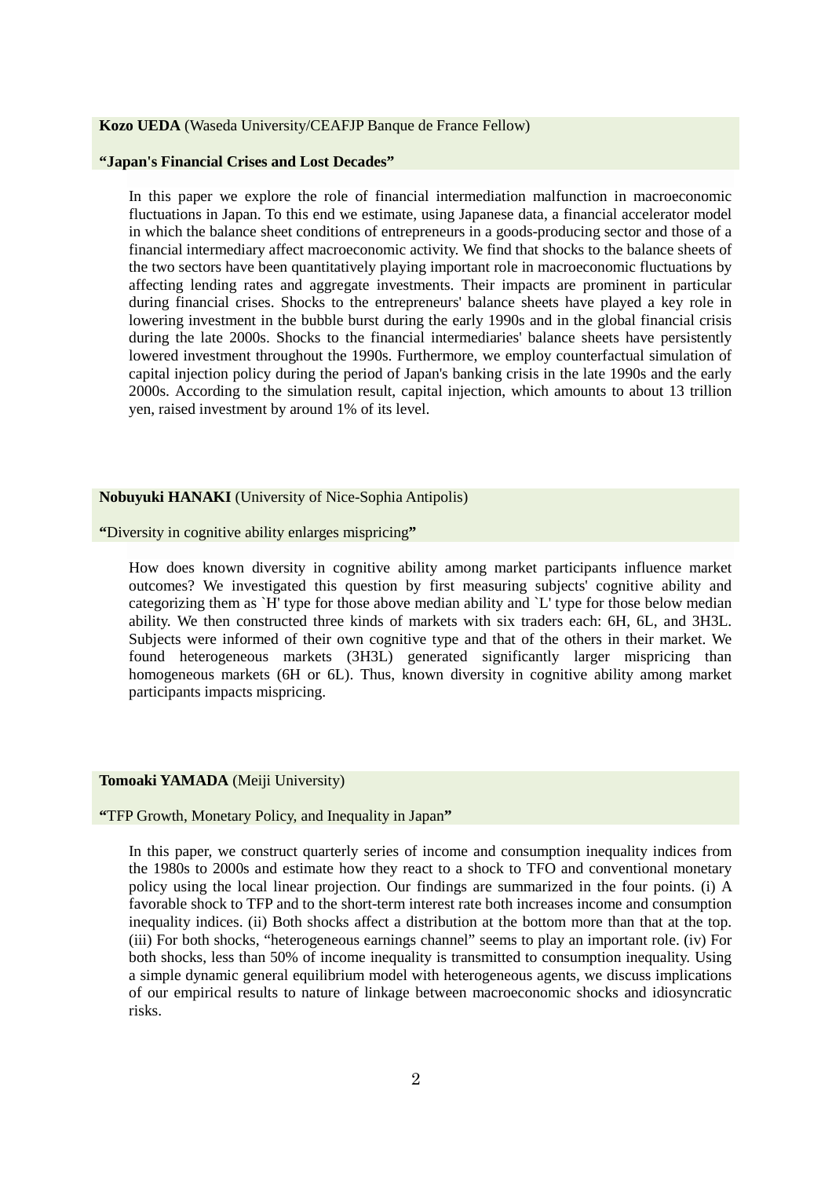**Kozo UEDA** (Waseda University/CEAFJP Banque de France Fellow)

**“Japan's Financial Crises and Lost Decades”**

In this paper we explore the role of financial intermediation malfunction in macroeconomic fluctuations in Japan. To this end we estimate, using Japanese data, a financial accelerator model in which the balance sheet conditions of entrepreneurs in a goods-producing sector and those of a financial intermediary affect macroeconomic activity. We find that shocks to the balance sheets of the two sectors have been quantitatively playing important role in macroeconomic fluctuations by affecting lending rates and aggregate investments. Their impacts are prominent in particular during financial crises. Shocks to the entrepreneurs' balance sheets have played a key role in lowering investment in the bubble burst during the early 1990s and in the global financial crisis during the late 2000s. Shocks to the financial intermediaries' balance sheets have persistently lowered investment throughout the 1990s. Furthermore, we employ counterfactual simulation of capital injection policy during the period of Japan's banking crisis in the late 1990s and the early 2000s. According to the simulation result, capital injection, which amounts to about 13 trillion yen, raised investment by around 1% of its level.

**Nobuyuki HANAKI** (University of Nice-Sophia Antipolis)

**“**Diversity in cognitive ability enlarges mispricing**”**

How does known diversity in cognitive ability among market participants influence market outcomes? We investigated this question by first measuring subjects' cognitive ability and categorizing them as `H' type for those above median ability and `L' type for those below median ability. We then constructed three kinds of markets with six traders each: 6H, 6L, and 3H3L. Subjects were informed of their own cognitive type and that of the others in their market. We found heterogeneous markets (3H3L) generated significantly larger mispricing than homogeneous markets (6H or 6L). Thus, known diversity in cognitive ability among market participants impacts mispricing.

**Tomoaki YAMADA** (Meiji University)

**“**TFP Growth, Monetary Policy, and Inequality in Japan**”**

In this paper, we construct quarterly series of income and consumption inequality indices from the 1980s to 2000s and estimate how they react to a shock to TFO and conventional monetary policy using the local linear projection. Our findings are summarized in the four points. (i) A favorable shock to TFP and to the short-term interest rate both increases income and consumption inequality indices. (ii) Both shocks affect a distribution at the bottom more than that at the top. (iii) For both shocks, “heterogeneous earnings channel” seems to play an important role. (iv) For both shocks, less than 50% of income inequality is transmitted to consumption inequality. Using a simple dynamic general equilibrium model with heterogeneous agents, we discuss implications of our empirical results to nature of linkage between macroeconomic shocks and idiosyncratic risks.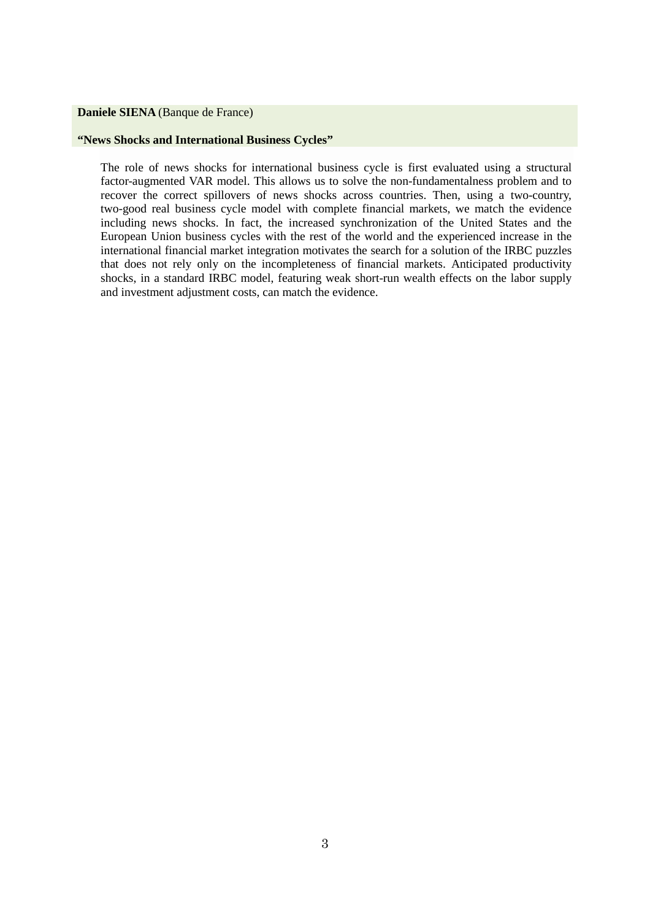**Daniele SIENA** (Banque de France)

**"News Shocks and International Business Cycles"**

The role of news shocks for international business cycle is first evaluated using a structural factor-augmented VAR model. This allows us to solve the non-fundamentalness problem and to recover the correct spillovers of news shocks across countries. Then, using a two-country, two-good real business cycle model with complete financial markets, we match the evidence including news shocks. In fact, the increased synchronization of the United States and the European Union business cycles with the rest of the world and the experienced increase in the international financial market integration motivates the search for a solution of the IRBC puzzles that does not rely only on the incompleteness of financial markets. Anticipated productivity shocks, in a standard IRBC model, featuring weak short-run wealth effects on the labor supply and investment adjustment costs, can match the evidence.